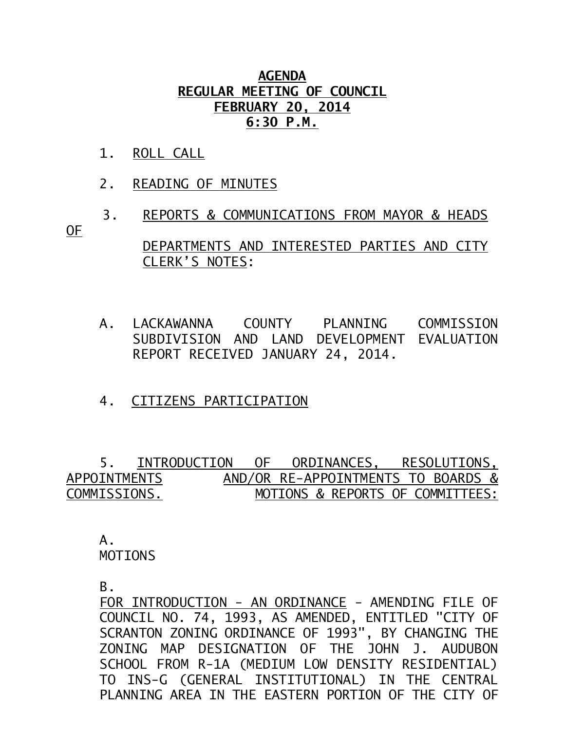# AGENDA
# REGULAR MEETING OF COUNCIL
# FEBRUARY 20, 2014
# 6:30 P.M.

1. ROLL CALL

2. READING OF MINUTES

3. REPORTS & COMMUNICATIONS FROM MAYOR & HEADS OF DEPARTMENTS AND INTERESTED PARTIES AND CITY CLERK'S NOTES:

   A. LACKAWANNA COUNTY PLANNING COMMISSION SUBDIVISION AND LAND DEVELOPMENT EVALUATION REPORT RECEIVED JANUARY 24, 2014.

4. CITIZENS PARTICIPATION

5. INTRODUCTION OF ORDINANCES, RESOLUTIONS, APPOINTMENTS AND/OR RE-APPOINTMENTS TO BOARDS & COMMISSIONS. MOTIONS & REPORTS OF COMMITTEES:

   A. MOTIONS

   B. FOR INTRODUCTION - AN ORDINANCE - AMENDING FILE OF COUNCIL NO. 74, 1993, AS AMENDED, ENTITLED "CITY OF SCRANTON ZONING ORDINANCE OF 1993", BY CHANGING THE ZONING MAP DESIGNATION OF THE JOHN J. AUDUBON SCHOOL FROM R-1A (MEDIUM LOW DENSITY RESIDENTIAL) TO INS-G (GENERAL INSTITUTIONAL) IN THE CENTRAL PLANNING AREA IN THE EASTERN PORTION OF THE CITY OF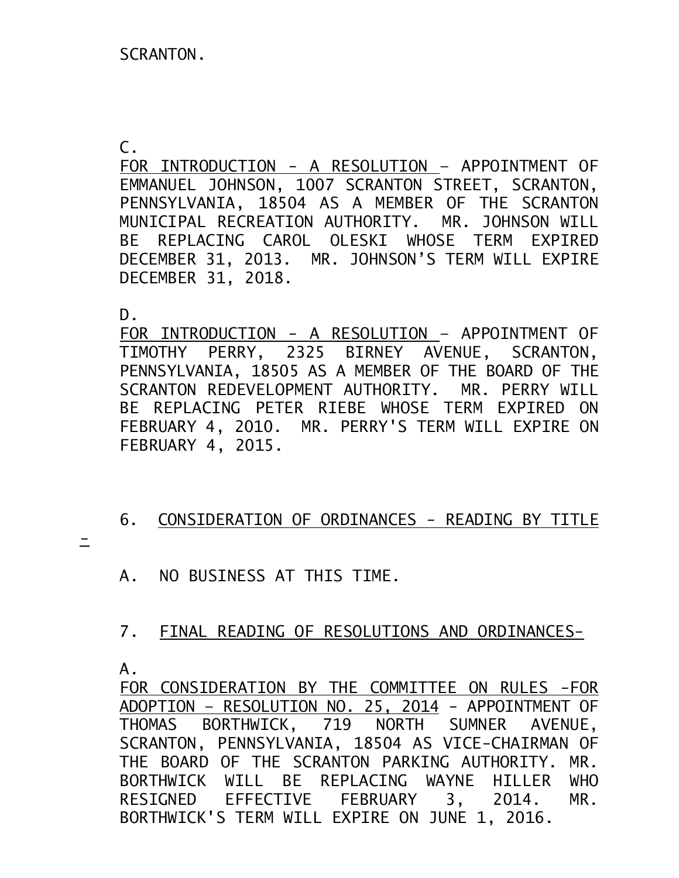SCRANTON.

C.
<u>FOR INTRODUCTION - A RESOLUTION</u> – APPOINTMENT OF EMMANUEL JOHNSON, 1007 SCRANTON STREET, SCRANTON, PENNSYLVANIA, 18504 AS A MEMBER OF THE SCRANTON MUNICIPAL RECREATION AUTHORITY. MR. JOHNSON WILL BE REPLACING CAROL OLESKI WHOSE TERM EXPIRED DECEMBER 31, 2013. MR. JOHNSON’S TERM WILL EXPIRE DECEMBER 31, 2018.

D.
<u>FOR INTRODUCTION - A RESOLUTION</u> – APPOINTMENT OF TIMOTHY PERRY, 2325 BIRNEY AVENUE, SCRANTON, PENNSYLVANIA, 18505 AS A MEMBER OF THE BOARD OF THE SCRANTON REDEVELOPMENT AUTHORITY. MR. PERRY WILL BE REPLACING PETER RIEBE WHOSE TERM EXPIRED ON FEBRUARY 4, 2010. MR. PERRY'S TERM WILL EXPIRE ON FEBRUARY 4, 2015.

6. <u>CONSIDERATION OF ORDINANCES - READING BY TITLE -</u>

A. NO BUSINESS AT THIS TIME.

7. <u>FINAL READING OF RESOLUTIONS AND ORDINANCES-</u>

A.
<u>FOR CONSIDERATION BY THE COMMITTEE ON RULES -FOR ADOPTION – RESOLUTION NO. 25, 2014</u> - APPOINTMENT OF THOMAS BORTHWICK, 719 NORTH SUMNER AVENUE, SCRANTON, PENNSYLVANIA, 18504 AS VICE-CHAIRMAN OF THE BOARD OF THE SCRANTON PARKING AUTHORITY. MR. BORTHWICK WILL BE REPLACING WAYNE HILLER WHO RESIGNED EFFECTIVE FEBRUARY 3, 2014. MR. BORTHWICK'S TERM WILL EXPIRE ON JUNE 1, 2016.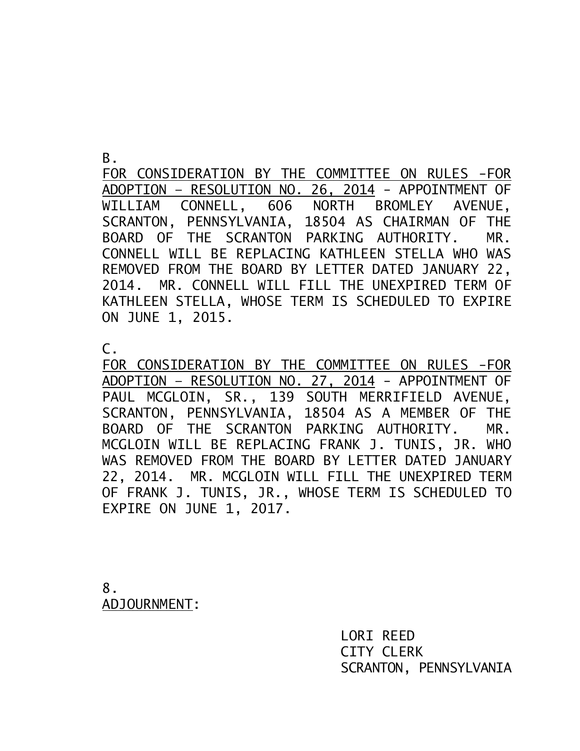B.
<u>FOR CONSIDERATION BY THE COMMITTEE ON RULES -FOR ADOPTION – RESOLUTION NO. 26, 2014</u> - APPOINTMENT OF WILLIAM CONNELL, 606 NORTH BROMLEY AVENUE, SCRANTON, PENNSYLVANIA, 18504 AS CHAIRMAN OF THE BOARD OF THE SCRANTON PARKING AUTHORITY. MR. CONNELL WILL BE REPLACING KATHLEEN STELLA WHO WAS REMOVED FROM THE BOARD BY LETTER DATED JANUARY 22, 2014. MR. CONNELL WILL FILL THE UNEXPIRED TERM OF KATHLEEN STELLA, WHOSE TERM IS SCHEDULED TO EXPIRE ON JUNE 1, 2015.

C.
<u>FOR CONSIDERATION BY THE COMMITTEE ON RULES -FOR ADOPTION – RESOLUTION NO. 27, 2014</u> - APPOINTMENT OF PAUL MCGLOIN, SR., 139 SOUTH MERRIFIELD AVENUE, SCRANTON, PENNSYLVANIA, 18504 AS A MEMBER OF THE BOARD OF THE SCRANTON PARKING AUTHORITY. MR. MCGLOIN WILL BE REPLACING FRANK J. TUNIS, JR. WHO WAS REMOVED FROM THE BOARD BY LETTER DATED JANUARY 22, 2014. MR. MCGLOIN WILL FILL THE UNEXPIRED TERM OF FRANK J. TUNIS, JR., WHOSE TERM IS SCHEDULED TO EXPIRE ON JUNE 1, 2017.

8.
<u>ADJOURNMENT</u>:

LORI REED
CITY CLERK
SCRANTON, PENNSYLVANIA